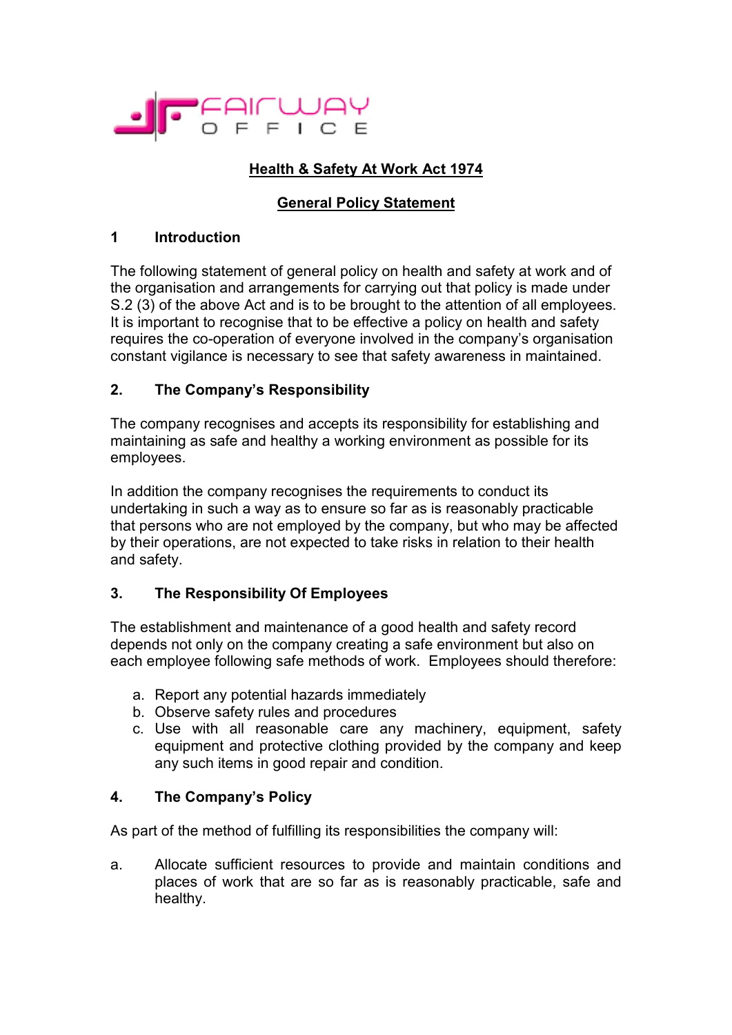# Health & Safety At Work Act 1974

## General Policy Statement

### 1 Introduction

The following statement of general policy on health and safety at work and of the organisation and arrangements for carrying out that policy is made under S.2 (3) of the above Act and is to be brought to the attention of all employees. It is important to recognise that to be effective a policy on health and safety requires the co-operation of everyone involved in the company's organisation constant vigilance is necessary to see that safety awareness in maintained.

### 2. The Company's Responsibility

The company recognises and accepts its responsibility for establishing and maintaining as safe and healthy a working environment as possible for its employees.

In addition the company recognises the requirements to conduct its undertaking in such a way as to ensure so far as is reasonably practicable that persons who are not employed by the company, but who may be affected by their operations, are not expected to take risks in relation to their health and safety.

### 3. The Responsibility Of Employees

The establishment and maintenance of a good health and safety record depends not only on the company creating a safe environment but also on each employee following safe methods of work. Employees should therefore:

a. Report any potential hazards immediately
b. Observe safety rules and procedures
c. Use with all reasonable care any machinery, equipment, safety equipment and protective clothing provided by the company and keep any such items in good repair and condition.

### 4. The Company's Policy

As part of the method of fulfilling its responsibilities the company will:

a. Allocate sufficient resources to provide and maintain conditions and places of work that are so far as is reasonably practicable, safe and healthy.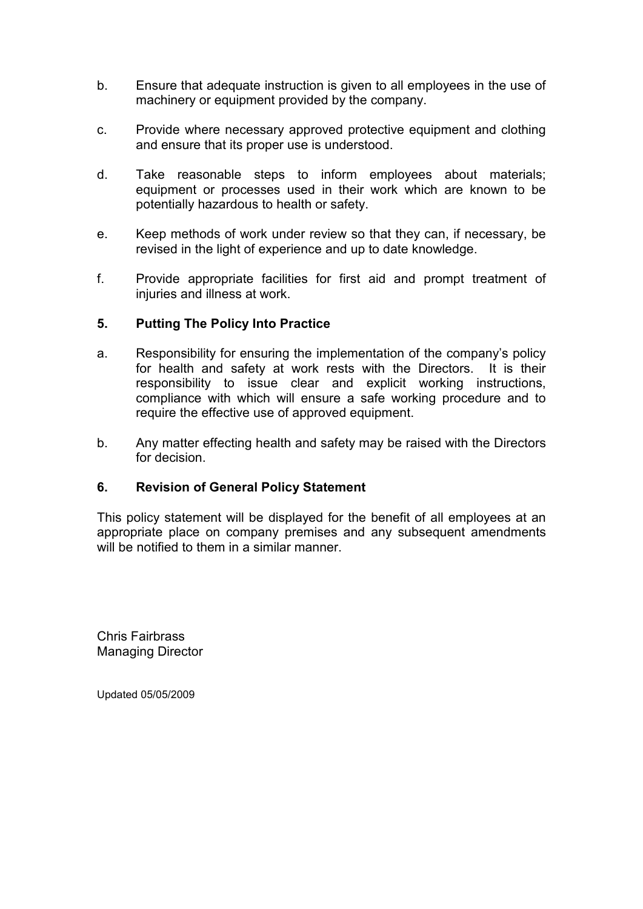b. Ensure that adequate instruction is given to all employees in the use of machinery or equipment provided by the company.

c. Provide where necessary approved protective equipment and clothing and ensure that its proper use is understood.

d. Take reasonable steps to inform employees about materials; equipment or processes used in their work which are known to be potentially hazardous to health or safety.

e. Keep methods of work under review so that they can, if necessary, be revised in the light of experience and up to date knowledge.

f. Provide appropriate facilities for first aid and prompt treatment of injuries and illness at work.

## 5. Putting The Policy Into Practice

a. Responsibility for ensuring the implementation of the company's policy for health and safety at work rests with the Directors. It is their responsibility to issue clear and explicit working instructions, compliance with which will ensure a safe working procedure and to require the effective use of approved equipment.

b. Any matter effecting health and safety may be raised with the Directors for decision.

## 6. Revision of General Policy Statement

This policy statement will be displayed for the benefit of all employees at an appropriate place on company premises and any subsequent amendments will be notified to them in a similar manner.

Chris Fairbrass
Managing Director

Updated 05/05/2009